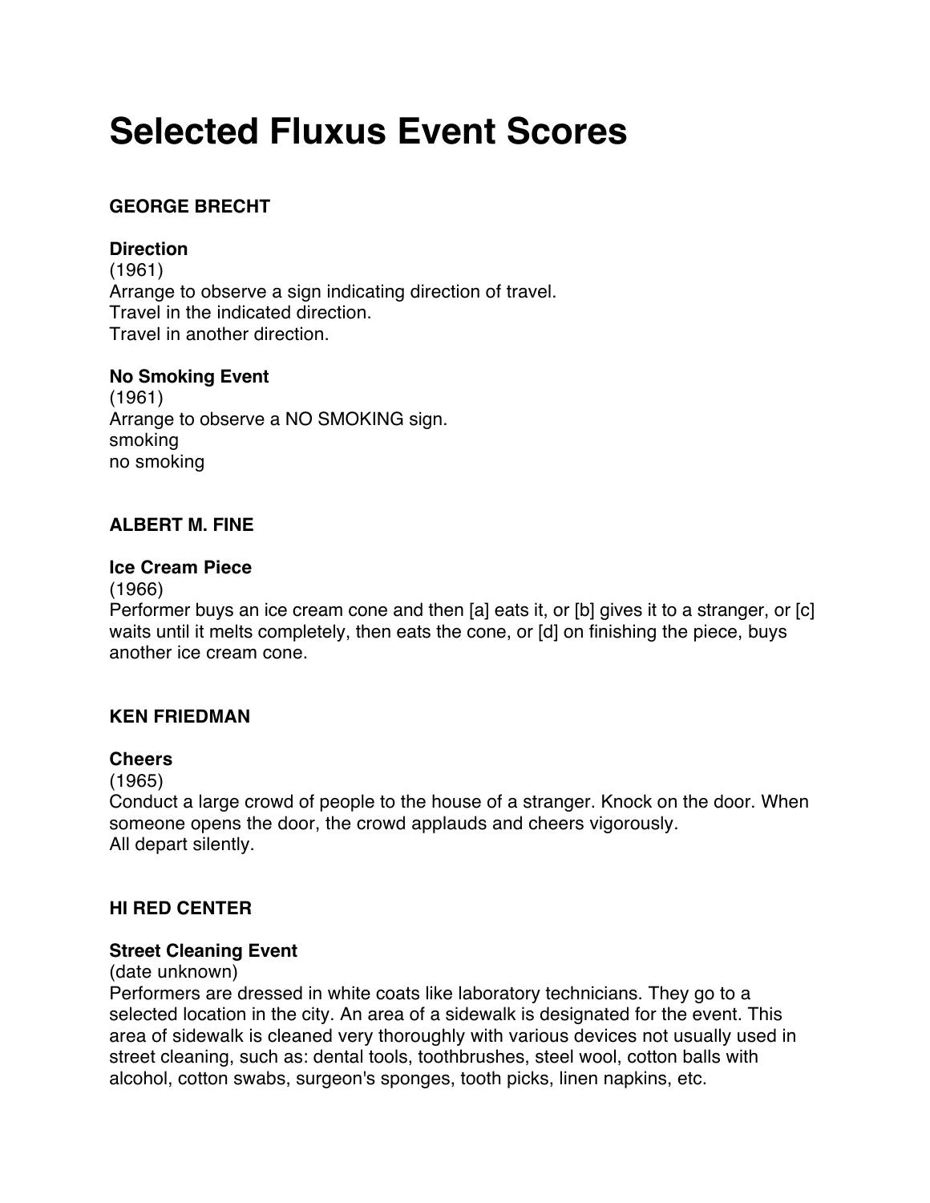# Selected Fluxus Event Scores

## GEORGE BRECHT

### Direction

(1961)
Arrange to observe a sign indicating direction of travel.
Travel in the indicated direction.
Travel in another direction.

### No Smoking Event

(1961)
Arrange to observe a NO SMOKING sign.
smoking
no smoking

## ALBERT M. FINE

### Ice Cream Piece

(1966)
Performer buys an ice cream cone and then [a] eats it, or [b] gives it to a stranger, or [c] waits until it melts completely, then eats the cone, or [d] on finishing the piece, buys another ice cream cone.

## KEN FRIEDMAN

### Cheers

(1965)
Conduct a large crowd of people to the house of a stranger. Knock on the door. When someone opens the door, the crowd applauds and cheers vigorously.
All depart silently.

## HI RED CENTER

### Street Cleaning Event

(date unknown)
Performers are dressed in white coats like laboratory technicians. They go to a selected location in the city. An area of a sidewalk is designated for the event. This area of sidewalk is cleaned very thoroughly with various devices not usually used in street cleaning, such as: dental tools, toothbrushes, steel wool, cotton balls with alcohol, cotton swabs, surgeon's sponges, tooth picks, linen napkins, etc.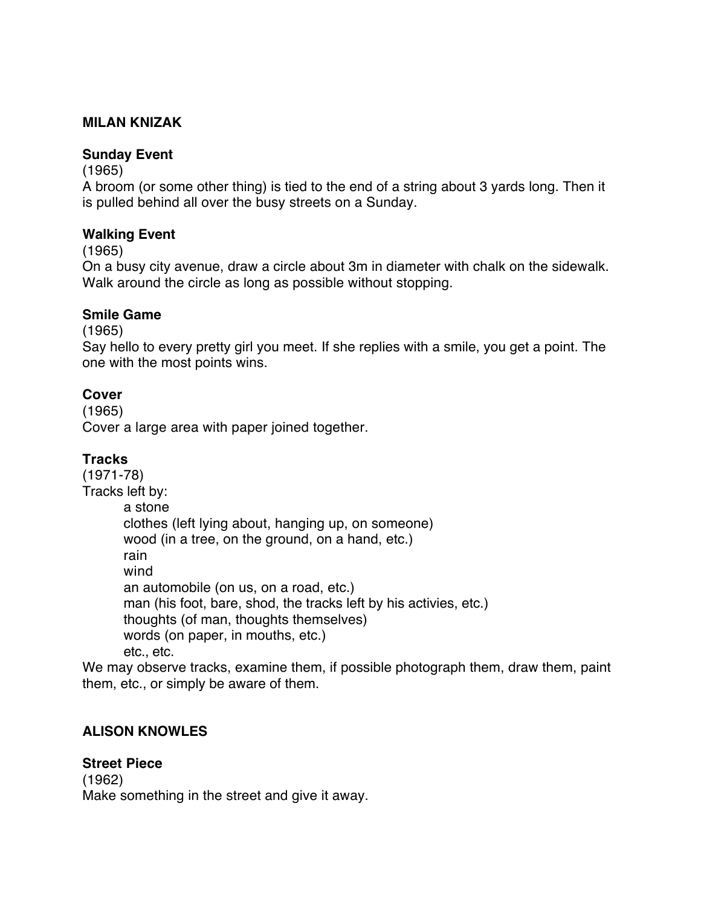## MILAN KNIZAK

**Sunday Event**
(1965)
A broom (or some other thing) is tied to the end of a string about 3 yards long. Then it is pulled behind all over the busy streets on a Sunday.

**Walking Event**
(1965)
On a busy city avenue, draw a circle about 3m in diameter with chalk on the sidewalk. Walk around the circle as long as possible without stopping.

**Smile Game**
(1965)
Say hello to every pretty girl you meet. If she replies with a smile, you get a point. The one with the most points wins.

**Cover**
(1965)
Cover a large area with paper joined together.

**Tracks**
(1971-78)
Tracks left by:

- a stone
- clothes (left lying about, hanging up, on someone)
- wood (in a tree, on the ground, on a hand, etc.)
- rain
- wind
- an automobile (on us, on a road, etc.)
- man (his foot, bare, shod, the tracks left by his activies, etc.)
- thoughts (of man, thoughts themselves)
- words (on paper, in mouths, etc.)
- etc., etc.

We may observe tracks, examine them, if possible photograph them, draw them, paint them, etc., or simply be aware of them.

## ALISON KNOWLES

**Street Piece**
(1962)
Make something in the street and give it away.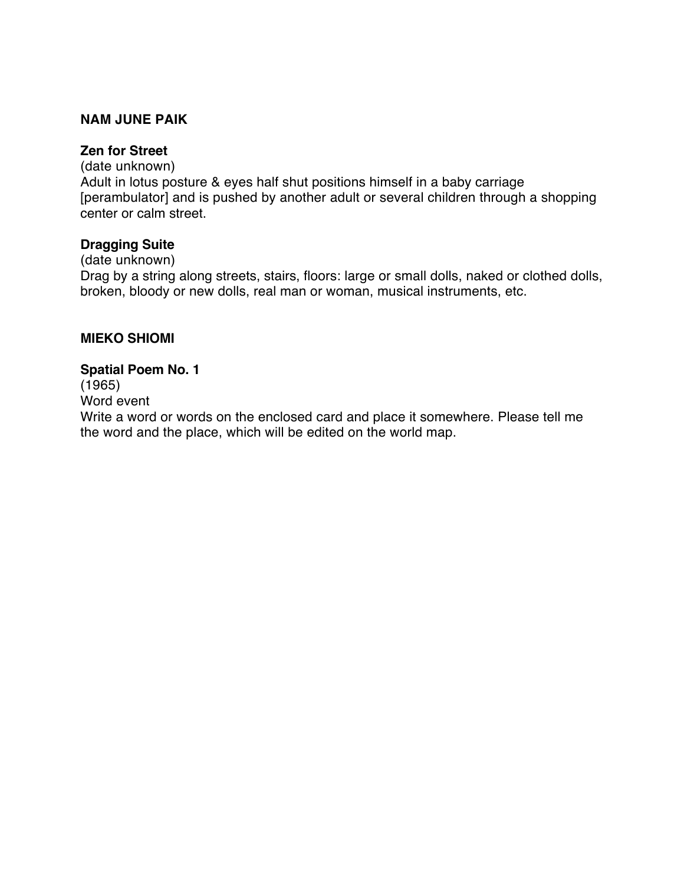**NAM JUNE PAIK**

**Zen for Street**
(date unknown)
Adult in lotus posture & eyes half shut positions himself in a baby carriage [perambulator] and is pushed by another adult or several children through a shopping center or calm street.

**Dragging Suite**
(date unknown)
Drag by a string along streets, stairs, floors: large or small dolls, naked or clothed dolls, broken, bloody or new dolls, real man or woman, musical instruments, etc.

**MIEKO SHIOMI**

**Spatial Poem No. 1**
(1965)
Word event
Write a word or words on the enclosed card and place it somewhere. Please tell me the word and the place, which will be edited on the world map.